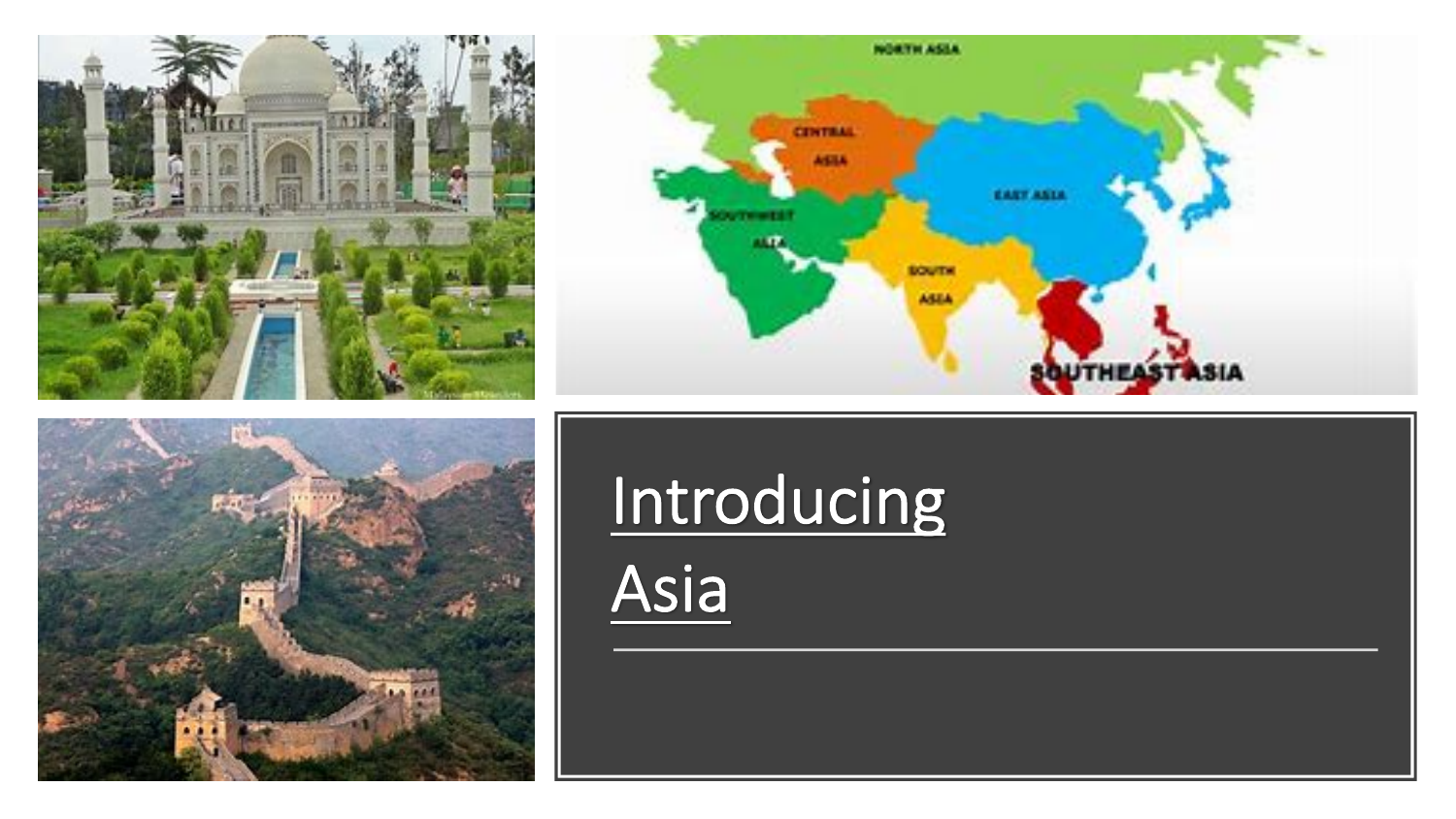# Introducing Asia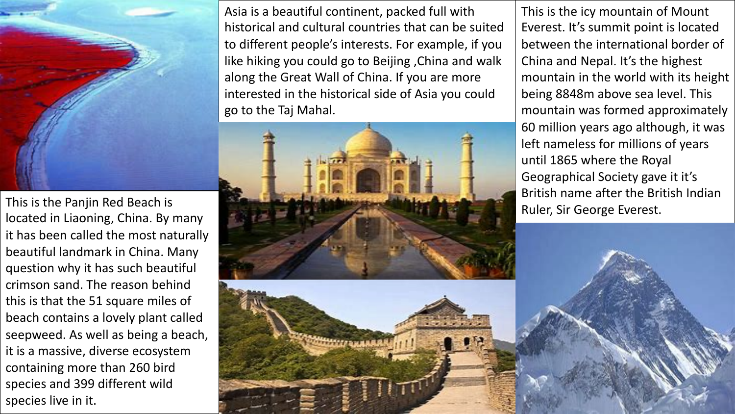Asia is a beautiful continent, packed full with historical and cultural countries that can be suited to different people's interests. For example, if you like hiking you could go to Beijing ,China and walk along the Great Wall of China. If you are more interested in the historical side of Asia you could go to the Taj Mahal.

This is the Panjin Red Beach is located in Liaoning, China. By many it has been called the most naturally beautiful landmark in China. Many question why it has such beautiful crimson sand. The reason behind this is that the 51 square miles of beach contains a lovely plant called seepweed. As well as being a beach, it is a massive, diverse ecosystem containing more than 260 bird species and 399 different wild species live in it.

This is the icy mountain of Mount Everest. It's summit point is located between the international border of China and Nepal. It's the highest mountain in the world with its height being 8848m above sea level. This mountain was formed approximately 60 million years ago although, it was left nameless for millions of years until 1865 where the Royal Geographical Society gave it it's British name after the British Indian Ruler, Sir George Everest.